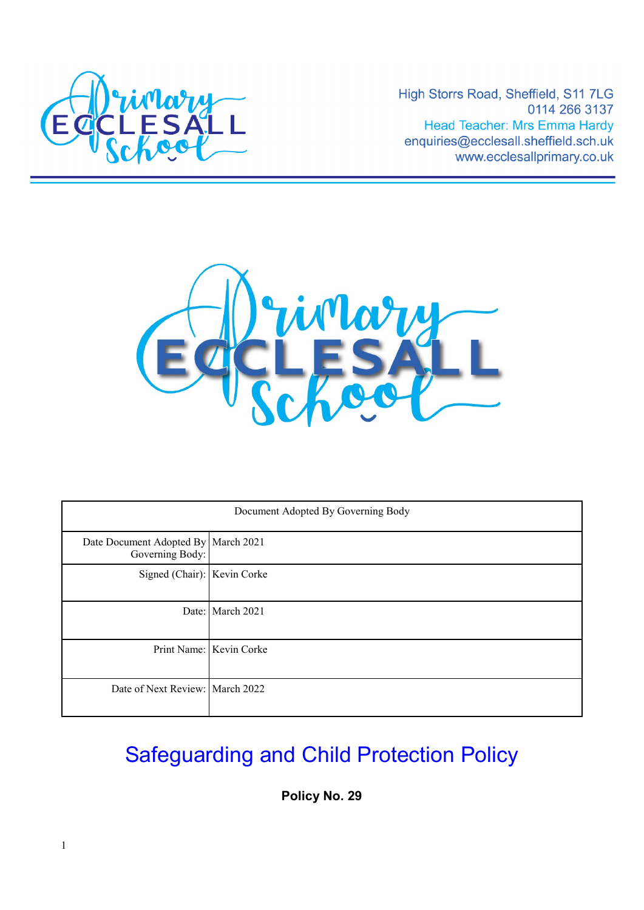High Storrs Road, Sheffield, S11 7LG
0114 266 3137
Head Teacher: Mrs Emma Hardy
enquiries@ecclesall.sheffield.sch.uk
www.ecclesallprimary.co.uk

| Document Adopted By Governing Body | |
|---|---|
| Date Document Adopted By Governing Body: | March 2021 |
| Signed (Chair): | Kevin Corke |
| Date: | March 2021 |
| Print Name: | Kevin Corke |
| Date of Next Review: | March 2022 |

# Safeguarding and Child Protection Policy

**Policy No. 29**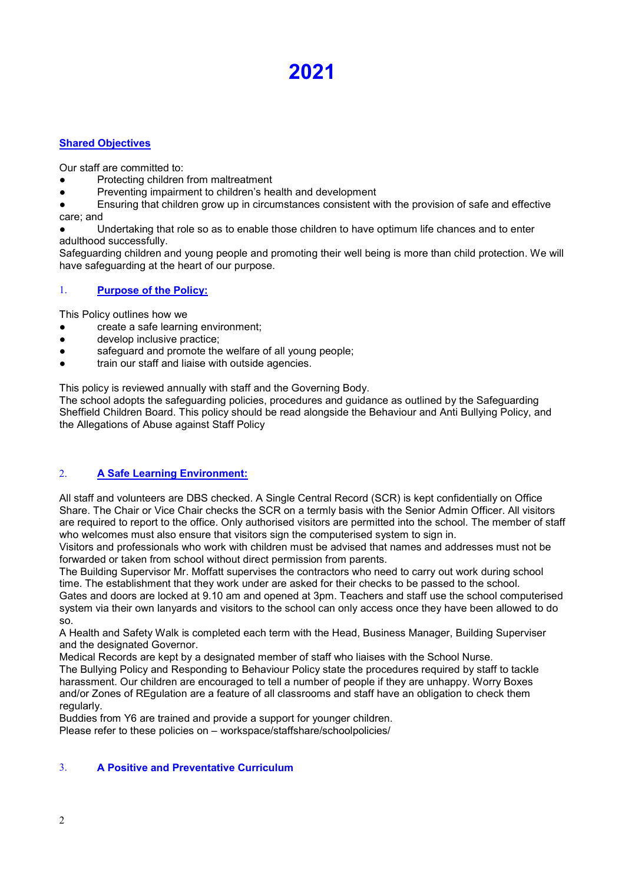# 2021

## Shared Objectives

Our staff are committed to:

- Protecting children from maltreatment
- Preventing impairment to children's health and development
- Ensuring that children grow up in circumstances consistent with the provision of safe and effective care; and
- Undertaking that role so as to enable those children to have optimum life chances and to enter adulthood successfully.

Safeguarding children and young people and promoting their well being is more than child protection. We will have safeguarding at the heart of our purpose.

## 1. Purpose of the Policy:

This Policy outlines how we

- create a safe learning environment;
- develop inclusive practice;
- safeguard and promote the welfare of all young people;
- train our staff and liaise with outside agencies.

This policy is reviewed annually with staff and the Governing Body.
The school adopts the safeguarding policies, procedures and guidance as outlined by the Safeguarding Sheffield Children Board. This policy should be read alongside the Behaviour and Anti Bullying Policy, and the Allegations of Abuse against Staff Policy

## 2. A Safe Learning Environment:

All staff and volunteers are DBS checked. A Single Central Record (SCR) is kept confidentially on Office Share. The Chair or Vice Chair checks the SCR on a termly basis with the Senior Admin Officer. All visitors are required to report to the office. Only authorised visitors are permitted into the school. The member of staff who welcomes must also ensure that visitors sign the computerised system to sign in.
Visitors and professionals who work with children must be advised that names and addresses must not be forwarded or taken from school without direct permission from parents.
The Building Supervisor Mr. Moffatt supervises the contractors who need to carry out work during school time. The establishment that they work under are asked for their checks to be passed to the school.
Gates and doors are locked at 9.10 am and opened at 3pm. Teachers and staff use the school computerised system via their own lanyards and visitors to the school can only access once they have been allowed to do so.
A Health and Safety Walk is completed each term with the Head, Business Manager, Building Superviser and the designated Governor.
Medical Records are kept by a designated member of staff who liaises with the School Nurse.
The Bullying Policy and Responding to Behaviour Policy state the procedures required by staff to tackle harassment. Our children are encouraged to tell a number of people if they are unhappy. Worry Boxes and/or Zones of REgulation are a feature of all classrooms and staff have an obligation to check them regularly.
Buddies from Y6 are trained and provide a support for younger children.
Please refer to these policies on – workspace/staffshare/schoolpolicies/

## 3. A Positive and Preventative Curriculum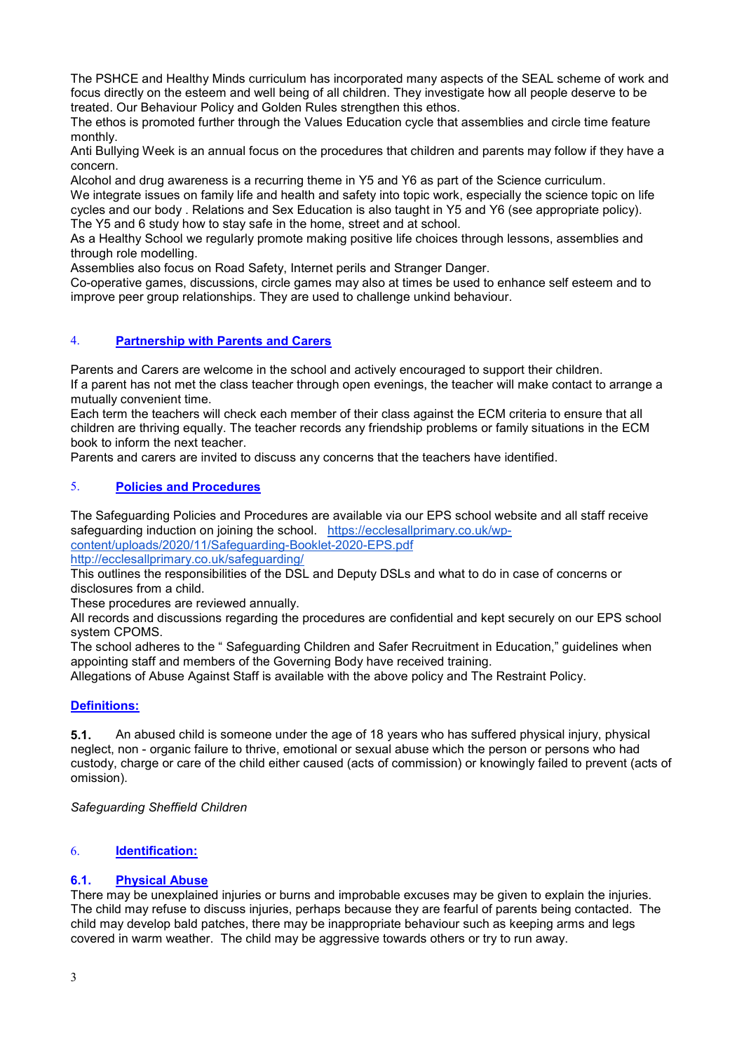The PSHCE and Healthy Minds curriculum has incorporated many aspects of the SEAL scheme of work and focus directly on the esteem and well being of all children. They investigate how all people deserve to be treated. Our Behaviour Policy and Golden Rules strengthen this ethos.
The ethos is promoted further through the Values Education cycle that assemblies and circle time feature monthly.
Anti Bullying Week is an annual focus on the procedures that children and parents may follow if they have a concern.
Alcohol and drug awareness is a recurring theme in Y5 and Y6 as part of the Science curriculum.
We integrate issues on family life and health and safety into topic work, especially the science topic on life cycles and our body . Relations and Sex Education is also taught in Y5 and Y6 (see appropriate policy).
The Y5 and 6 study how to stay safe in the home, street and at school.
As a Healthy School we regularly promote making positive life choices through lessons, assemblies and through role modelling.
Assemblies also focus on Road Safety, Internet perils and Stranger Danger.
Co-operative games, discussions, circle games may also at times be used to enhance self esteem and to improve peer group relationships. They are used to challenge unkind behaviour.

## 4. **Partnership with Parents and Carers**

Parents and Carers are welcome in the school and actively encouraged to support their children.
If a parent has not met the class teacher through open evenings, the teacher will make contact to arrange a mutually convenient time.
Each term the teachers will check each member of their class against the ECM criteria to ensure that all children are thriving equally. The teacher records any friendship problems or family situations in the ECM book to inform the next teacher.
Parents and carers are invited to discuss any concerns that the teachers have identified.

## 5. **Policies and Procedures**

The Safeguarding Policies and Procedures are available via our EPS school website and all staff receive safeguarding induction on joining the school. https://ecclesallprimary.co.uk/wp-content/uploads/2020/11/Safeguarding-Booklet-2020-EPS.pdf
http://ecclesallprimary.co.uk/safeguarding/
This outlines the responsibilities of the DSL and Deputy DSLs and what to do in case of concerns or disclosures from a child.
These procedures are reviewed annually.
All records and discussions regarding the procedures are confidential and kept securely on our EPS school system CPOMS.
The school adheres to the " Safeguarding Children and Safer Recruitment in Education," guidelines when appointing staff and members of the Governing Body have received training.
Allegations of Abuse Against Staff is available with the above policy and The Restraint Policy.

### **Definitions:**

**5.1.** An abused child is someone under the age of 18 years who has suffered physical injury, physical neglect, non - organic failure to thrive, emotional or sexual abuse which the person or persons who had custody, charge or care of the child either caused (acts of commission) or knowingly failed to prevent (acts of omission).

*Safeguarding Sheffield Children*

## 6. **Identification:**

### **6.1. Physical Abuse**

There may be unexplained injuries or burns and improbable excuses may be given to explain the injuries. The child may refuse to discuss injuries, perhaps because they are fearful of parents being contacted. The child may develop bald patches, there may be inappropriate behaviour such as keeping arms and legs covered in warm weather. The child may be aggressive towards others or try to run away.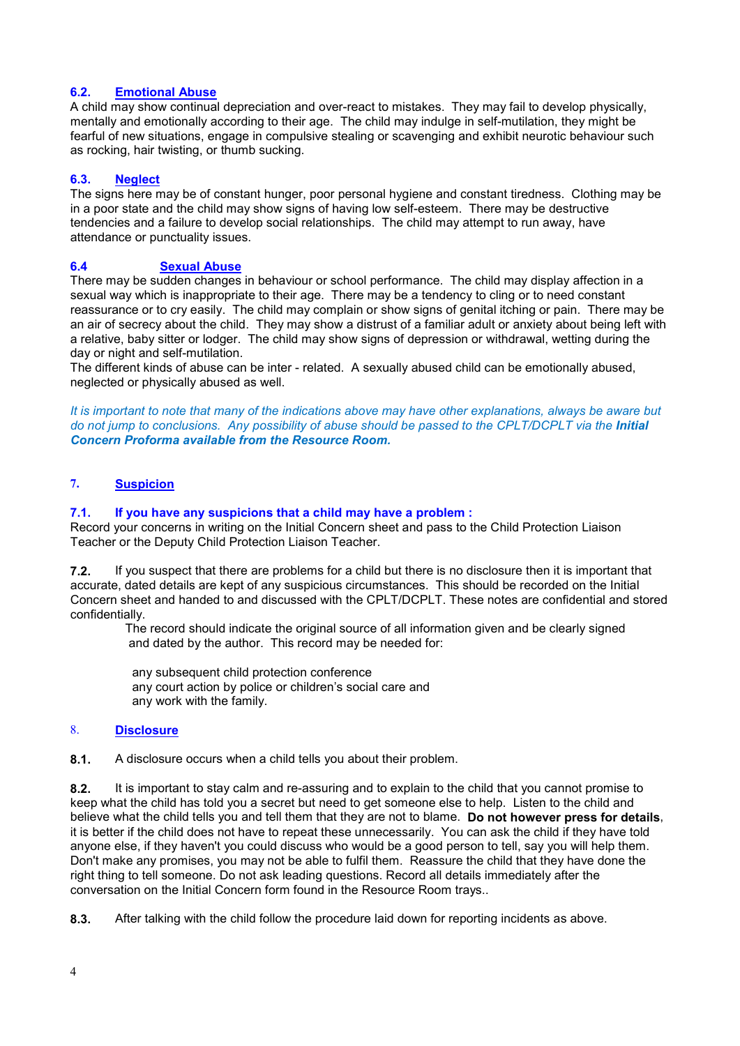### 6.2. Emotional Abuse

A child may show continual depreciation and over-react to mistakes. They may fail to develop physically, mentally and emotionally according to their age. The child may indulge in self-mutilation, they might be fearful of new situations, engage in compulsive stealing or scavenging and exhibit neurotic behaviour such as rocking, hair twisting, or thumb sucking.

### 6.3. Neglect

The signs here may be of constant hunger, poor personal hygiene and constant tiredness. Clothing may be in a poor state and the child may show signs of having low self-esteem. There may be destructive tendencies and a failure to develop social relationships. The child may attempt to run away, have attendance or punctuality issues.

### 6.4 Sexual Abuse

There may be sudden changes in behaviour or school performance. The child may display affection in a sexual way which is inappropriate to their age. There may be a tendency to cling or to need constant reassurance or to cry easily. The child may complain or show signs of genital itching or pain. There may be an air of secrecy about the child. They may show a distrust of a familiar adult or anxiety about being left with a relative, baby sitter or lodger. The child may show signs of depression or withdrawal, wetting during the day or night and self-mutilation.
The different kinds of abuse can be inter - related. A sexually abused child can be emotionally abused, neglected or physically abused as well.

*It is important to note that many of the indications above may have other explanations, always be aware but do not jump to conclusions. Any possibility of abuse should be passed to the CPLT/DCPLT via the **Initial Concern Proforma available from the Resource Room.***

## 7. Suspicion

### 7.1. If you have any suspicions that a child may have a problem :

Record your concerns in writing on the Initial Concern sheet and pass to the Child Protection Liaison Teacher or the Deputy Child Protection Liaison Teacher.

**7.2.** If you suspect that there are problems for a child but there is no disclosure then it is important that accurate, dated details are kept of any suspicious circumstances. This should be recorded on the Initial Concern sheet and handed to and discussed with the CPLT/DCPLT. These notes are confidential and stored confidentially.

The record should indicate the original source of all information given and be clearly signed and dated by the author. This record may be needed for:

any subsequent child protection conference
any court action by police or children's social care and
any work with the family.

## 8. Disclosure

**8.1.** A disclosure occurs when a child tells you about their problem.

**8.2.** It is important to stay calm and re-assuring and to explain to the child that you cannot promise to keep what the child has told you a secret but need to get someone else to help. Listen to the child and believe what the child tells you and tell them that they are not to blame. **Do not however press for details**, it is better if the child does not have to repeat these unnecessarily. You can ask the child if they have told anyone else, if they haven't you could discuss who would be a good person to tell, say you will help them. Don't make any promises, you may not be able to fulfil them. Reassure the child that they have done the right thing to tell someone. Do not ask leading questions. Record all details immediately after the conversation on the Initial Concern form found in the Resource Room trays..

**8.3.** After talking with the child follow the procedure laid down for reporting incidents as above.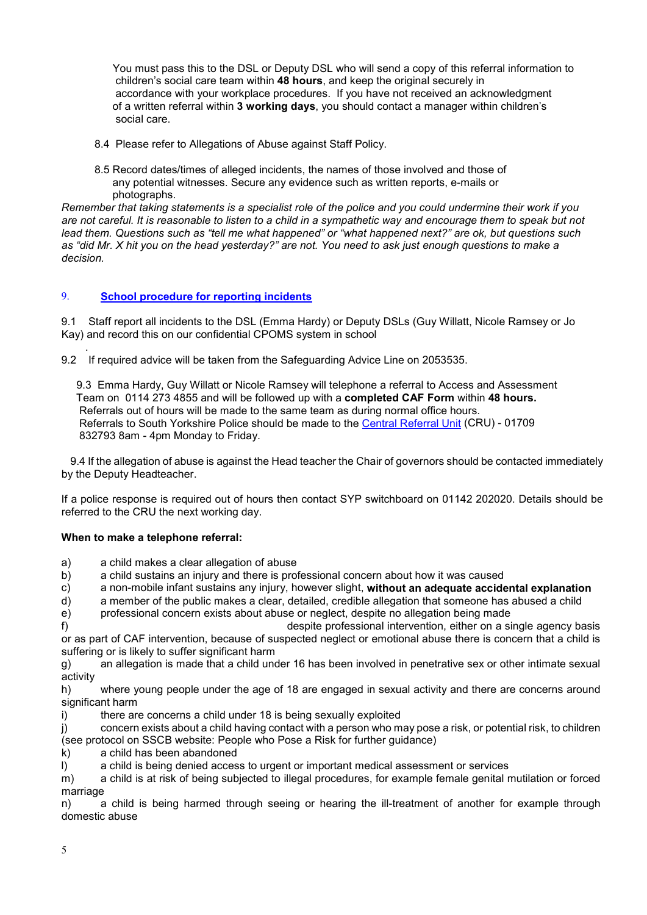You must pass this to the DSL or Deputy DSL who will send a copy of this referral information to children's social care team within **48 hours**, and keep the original securely in accordance with your workplace procedures. If you have not received an acknowledgment of a written referral within **3 working days**, you should contact a manager within children's social care.

8.4 Please refer to Allegations of Abuse against Staff Policy.

8.5 Record dates/times of alleged incidents, the names of those involved and those of any potential witnesses. Secure any evidence such as written reports, e-mails or photographs.

*Remember that taking statements is a specialist role of the police and you could undermine their work if you are not careful. It is reasonable to listen to a child in a sympathetic way and encourage them to speak but not lead them. Questions such as "tell me what happened" or "what happened next?" are ok, but questions such as "did Mr. X hit you on the head yesterday?" are not. You need to ask just enough questions to make a decision.*

## 9. School procedure for reporting incidents

9.1 Staff report all incidents to the DSL (Emma Hardy) or Deputy DSLs (Guy Willatt, Nicole Ramsey or Jo Kay) and record this on our confidential CPOMS system in school

9.2 If required advice will be taken from the Safeguarding Advice Line on 2053535.

9.3 Emma Hardy, Guy Willatt or Nicole Ramsey will telephone a referral to Access and Assessment Team on 0114 273 4855 and will be followed up with a **completed CAF Form** within **48 hours.** Referrals out of hours will be made to the same team as during normal office hours. Referrals to South Yorkshire Police should be made to the Central Referral Unit (CRU) - 01709 832793 8am - 4pm Monday to Friday.

9.4 If the allegation of abuse is against the Head teacher the Chair of governors should be contacted immediately by the Deputy Headteacher.

If a police response is required out of hours then contact SYP switchboard on 01142 202020. Details should be referred to the CRU the next working day.

**When to make a telephone referral:**

a) a child makes a clear allegation of abuse
b) a child sustains an injury and there is professional concern about how it was caused
c) a non-mobile infant sustains any injury, however slight, **without an adequate accidental explanation**
d) a member of the public makes a clear, detailed, credible allegation that someone has abused a child
e) professional concern exists about abuse or neglect, despite no allegation being made
f) despite professional intervention, either on a single agency basis or as part of CAF intervention, because of suspected neglect or emotional abuse there is concern that a child is suffering or is likely to suffer significant harm
g) an allegation is made that a child under 16 has been involved in penetrative sex or other intimate sexual activity
h) where young people under the age of 18 are engaged in sexual activity and there are concerns around significant harm
i) there are concerns a child under 18 is being sexually exploited
j) concern exists about a child having contact with a person who may pose a risk, or potential risk, to children (see protocol on SSCB website: People who Pose a Risk for further guidance)
k) a child has been abandoned
l) a child is being denied access to urgent or important medical assessment or services
m) a child is at risk of being subjected to illegal procedures, for example female genital mutilation or forced marriage
n) a child is being harmed through seeing or hearing the ill-treatment of another for example through domestic abuse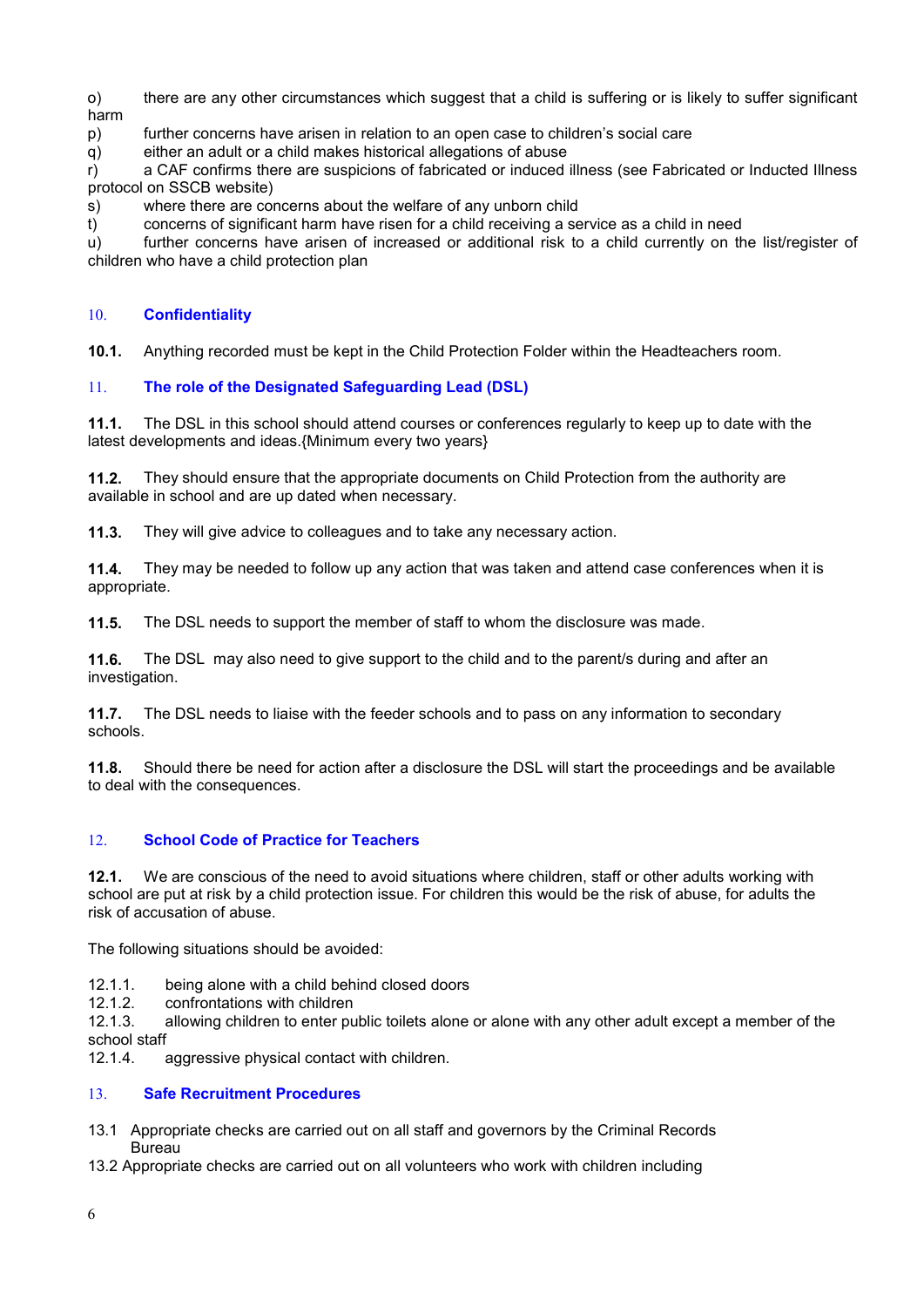o) there are any other circumstances which suggest that a child is suffering or is likely to suffer significant harm
p) further concerns have arisen in relation to an open case to children's social care
q) either an adult or a child makes historical allegations of abuse
r) a CAF confirms there are suspicions of fabricated or induced illness (see Fabricated or Inducted Illness protocol on SSCB website)
s) where there are concerns about the welfare of any unborn child
t) concerns of significant harm have risen for a child receiving a service as a child in need
u) further concerns have arisen of increased or additional risk to a child currently on the list/register of children who have a child protection plan

## 10. Confidentiality

**10.1.** Anything recorded must be kept in the Child Protection Folder within the Headteachers room.

## 11. The role of the Designated Safeguarding Lead (DSL)

**11.1.** The DSL in this school should attend courses or conferences regularly to keep up to date with the latest developments and ideas.{Minimum every two years}

**11.2.** They should ensure that the appropriate documents on Child Protection from the authority are available in school and are up dated when necessary.

**11.3.** They will give advice to colleagues and to take any necessary action.

**11.4.** They may be needed to follow up any action that was taken and attend case conferences when it is appropriate.

**11.5.** The DSL needs to support the member of staff to whom the disclosure was made.

**11.6.** The DSL may also need to give support to the child and to the parent/s during and after an investigation.

**11.7.** The DSL needs to liaise with the feeder schools and to pass on any information to secondary schools.

**11.8.** Should there be need for action after a disclosure the DSL will start the proceedings and be available to deal with the consequences.

## 12. School Code of Practice for Teachers

**12.1.** We are conscious of the need to avoid situations where children, staff or other adults working with school are put at risk by a child protection issue. For children this would be the risk of abuse, for adults the risk of accusation of abuse.

The following situations should be avoided:

12.1.1. being alone with a child behind closed doors
12.1.2. confrontations with children
12.1.3. allowing children to enter public toilets alone or alone with any other adult except a member of the school staff
12.1.4. aggressive physical contact with children.

## 13. Safe Recruitment Procedures

13.1 Appropriate checks are carried out on all staff and governors by the Criminal Records Bureau
13.2 Appropriate checks are carried out on all volunteers who work with children including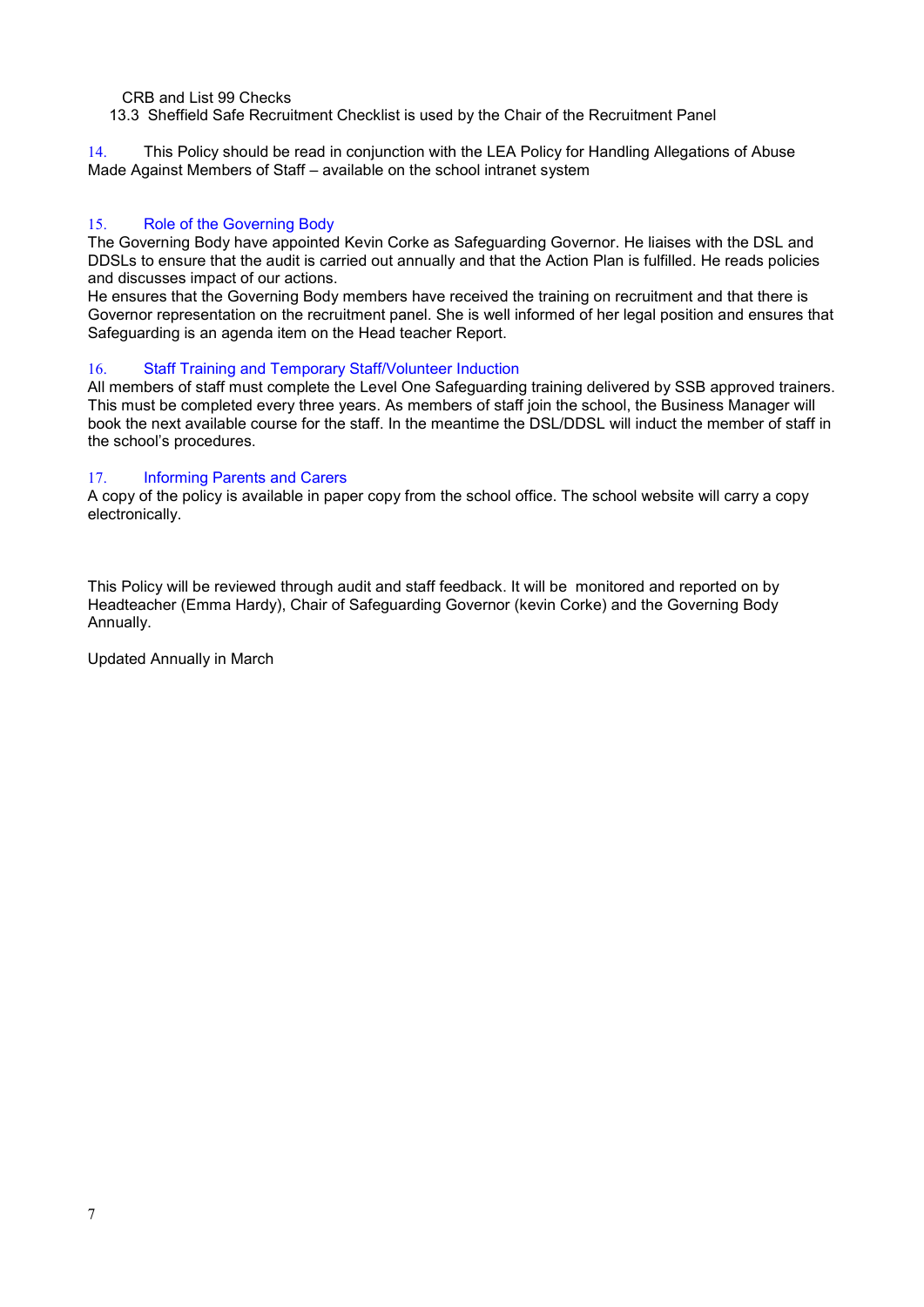CRB and List 99 Checks

13.3 Sheffield Safe Recruitment Checklist is used by the Chair of the Recruitment Panel

14. This Policy should be read in conjunction with the LEA Policy for Handling Allegations of Abuse Made Against Members of Staff – available on the school intranet system

## 15. Role of the Governing Body

The Governing Body have appointed Kevin Corke as Safeguarding Governor. He liaises with the DSL and DDSLs to ensure that the audit is carried out annually and that the Action Plan is fulfilled. He reads policies and discusses impact of our actions.

He ensures that the Governing Body members have received the training on recruitment and that there is Governor representation on the recruitment panel. She is well informed of her legal position and ensures that Safeguarding is an agenda item on the Head teacher Report.

## 16. Staff Training and Temporary Staff/Volunteer Induction

All members of staff must complete the Level One Safeguarding training delivered by SSB approved trainers. This must be completed every three years. As members of staff join the school, the Business Manager will book the next available course for the staff. In the meantime the DSL/DDSL will induct the member of staff in the school's procedures.

## 17. Informing Parents and Carers

A copy of the policy is available in paper copy from the school office. The school website will carry a copy electronically.

This Policy will be reviewed through audit and staff feedback. It will be monitored and reported on by Headteacher (Emma Hardy), Chair of Safeguarding Governor (kevin Corke) and the Governing Body Annually.

Updated Annually in March